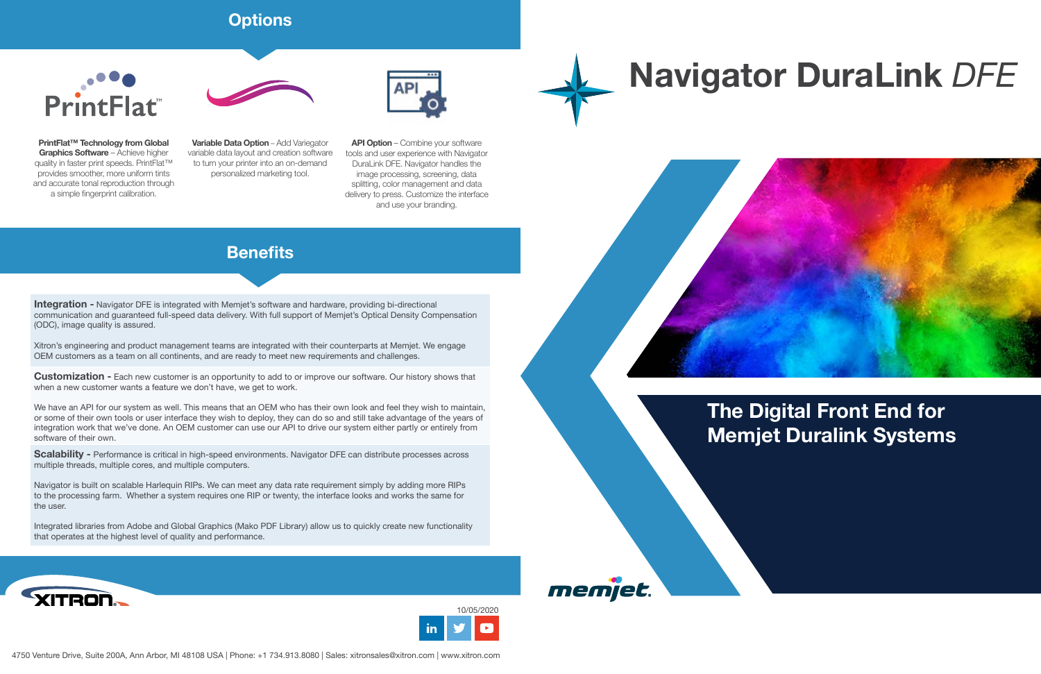# Navigator DuraLink *DFE*

## The Digital Front End for Memjet Duralink Systems

## Options

**PrintFlat™ Technology from Global Graphics Software** – Achieve higher quality in faster print speeds. PrintFlat™ provides smoother, more uniform tints and accurate tonal reproduction through a simple fingerprint calibration.

**Variable Data Option** – Add Variegator variable data layout and creation software to turn your printer into an on-demand personalized marketing tool.

**API Option** – Combine your software tools and user experience with Navigator DuraLink DFE. Navigator handles the image processing, screening, data splitting, color management and data delivery to press. Customize the interface and use your branding.

## Benefits

**Integration -** Navigator DFE is integrated with Memjet's software and hardware, providing bi-directional communication and guaranteed full-speed data delivery. With full support of Memjet's Optical Density Compensation (ODC), image quality is assured.

Xitron's engineering and product management teams are integrated with their counterparts at Memjet. We engage OEM customers as a team on all continents, and are ready to meet new requirements and challenges.

**Customization -** Each new customer is an opportunity to add to or improve our software. Our history shows that when a new customer wants a feature we don't have, we get to work.

We have an API for our system as well. This means that an OEM who has their own look and feel they wish to maintain, or some of their own tools or user interface they wish to deploy, they can do so and still take advantage of the years of integration work that we've done. An OEM customer can use our API to drive our system either partly or entirely from software of their own.

**Scalability -** Performance is critical in high-speed environments. Navigator DFE can distribute processes across multiple threads, multiple cores, and multiple computers.

Navigator is built on scalable Harlequin RIPs. We can meet any data rate requirement simply by adding more RIPs to the processing farm. Whether a system requires one RIP or twenty, the interface looks and works the same for the user.

Integrated libraries from Adobe and Global Graphics (Mako PDF Library) allow us to quickly create new functionality that operates at the highest level of quality and performance.

10/05/2020

4750 Venture Drive, Suite 200A, Ann Arbor, MI 48108 USA | Phone: +1 734.913.8080 | Sales: xitronsales@xitron.com | www.xitron.com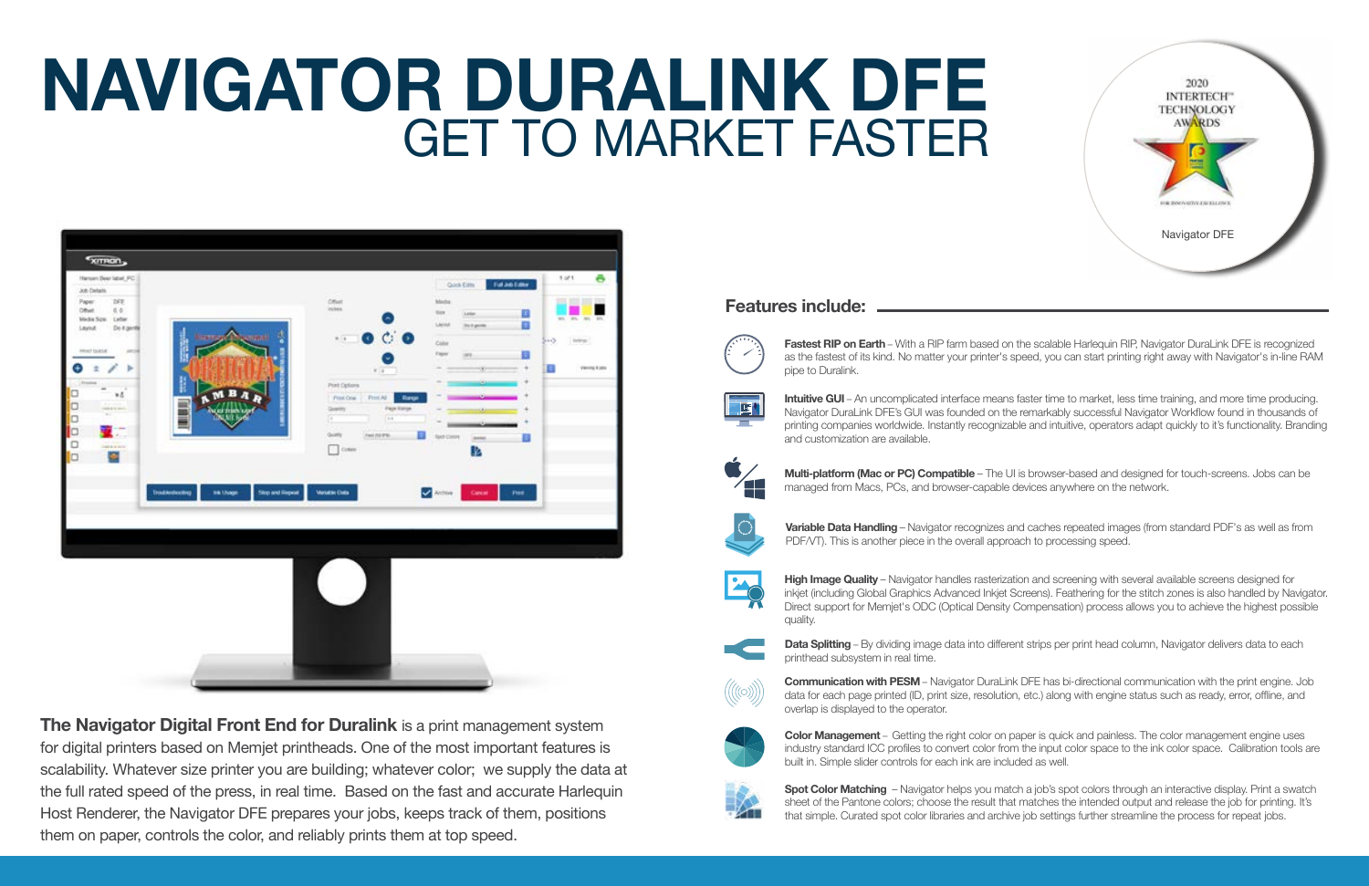# NAVIGATOR DURALINK DFE
## GET TO MARKET FASTER

2020 INTERTECH™ TECHNOLOGY AWARDS

Navigator DFE

**The Navigator Digital Front End for Duralink** is a print management system for digital printers based on Memjet printheads. One of the most important features is scalability. Whatever size printer you are building; whatever color; we supply the data at the full rated speed of the press, in real time. Based on the fast and accurate Harlequin Host Renderer, the Navigator DFE prepares your jobs, keeps track of them, positions them on paper, controls the color, and reliably prints them at top speed.

### Features include:

**Fastest RIP on Earth** – With a RIP farm based on the scalable Harlequin RIP, Navigator DuraLink DFE is recognized as the fastest of its kind. No matter your printer's speed, you can start printing right away with Navigator's in-line RAM pipe to Duralink.

**Intuitive GUI** – An uncomplicated interface means faster time to market, less time training, and more time producing. Navigator DuraLink DFE's GUI was founded on the remarkably successful Navigator Workflow found in thousands of printing companies worldwide. Instantly recognizable and intuitive, operators adapt quickly to it's functionality. Branding and customization are available.

**Multi-platform (Mac or PC) Compatible** – The UI is browser-based and designed for touch-screens. Jobs can be managed from Macs, PCs, and browser-capable devices anywhere on the network.

**Variable Data Handling** – Navigator recognizes and caches repeated images (from standard PDF's as well as from PDF/VT). This is another piece in the overall approach to processing speed.

**High Image Quality** – Navigator handles rasterization and screening with several available screens designed for inkjet (including Global Graphics Advanced Inkjet Screens). Feathering for the stitch zones is also handled by Navigator. Direct support for Memjet's ODC (Optical Density Compensation) process allows you to achieve the highest possible quality.

**Data Splitting** – By dividing image data into different strips per print head column, Navigator delivers data to each printhead subsystem in real time.

**Communication with PESM** – Navigator DuraLink DFE has bi-directional communication with the print engine. Job data for each page printed (ID, print size, resolution, etc.) along with engine status such as ready, error, offline, and overlap is displayed to the operator.

**Color Management** – Getting the right color on paper is quick and painless. The color management engine uses industry standard ICC profiles to convert color from the input color space to the ink color space. Calibration tools are built in. Simple slider controls for each ink are included as well.

**Spot Color Matching** – Navigator helps you match a job's spot colors through an interactive display. Print a swatch sheet of the Pantone colors; choose the result that matches the intended output and release the job for printing. It's that simple. Curated spot color libraries and archive job settings further streamline the process for repeat jobs.